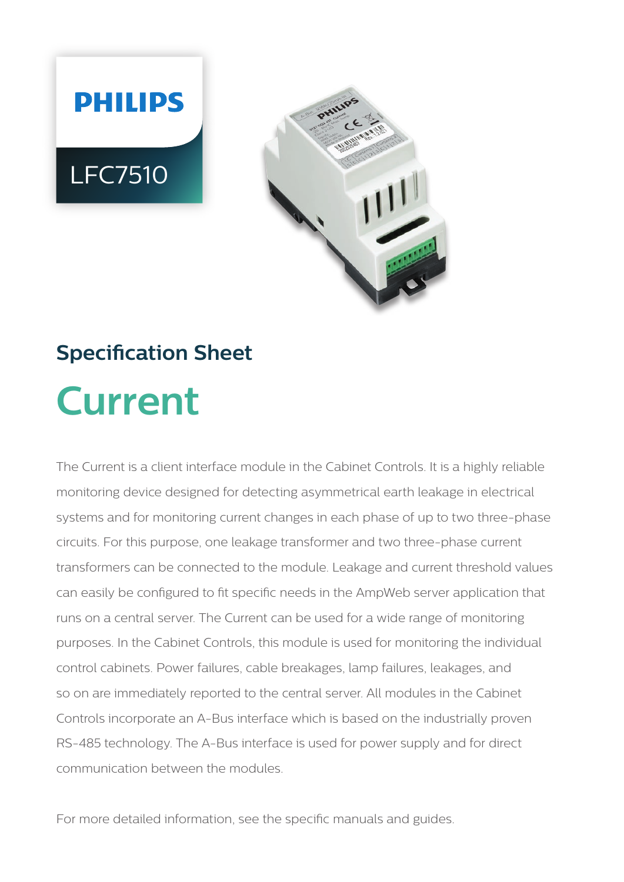PHILIPS

LFC7510

## Specification Sheet

# Current

The Current is a client interface module in the Cabinet Controls. It is a highly reliable monitoring device designed for detecting asymmetrical earth leakage in electrical systems and for monitoring current changes in each phase of up to two three-phase circuits. For this purpose, one leakage transformer and two three-phase current transformers can be connected to the module. Leakage and current threshold values can easily be configured to fit specific needs in the AmpWeb server application that runs on a central server. The Current can be used for a wide range of monitoring purposes. In the Cabinet Controls, this module is used for monitoring the individual control cabinets. Power failures, cable breakages, lamp failures, leakages, and so on are immediately reported to the central server. All modules in the Cabinet Controls incorporate an A-Bus interface which is based on the industrially proven RS-485 technology. The A-Bus interface is used for power supply and for direct communication between the modules.

For more detailed information, see the specific manuals and guides.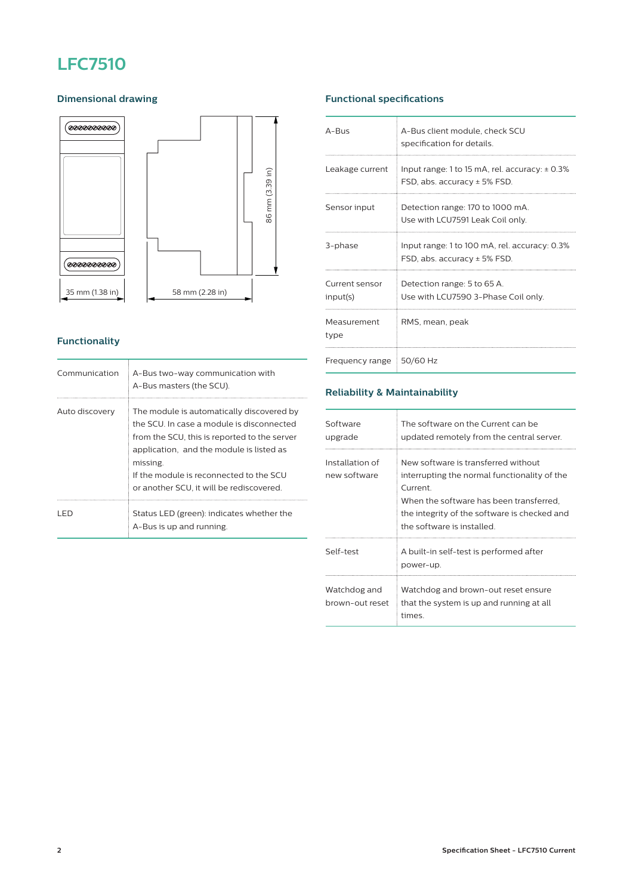# LFC7510

## Dimensional drawing

35 mm (1.38 in)

58 mm (2.28 in)

86 mm (3.39 in)

## Functionality

| | |
|---|---|
| Communication | A-Bus two-way communication with A-Bus masters (the SCU). |
| Auto discovery | The module is automatically discovered by the SCU. In case a module is disconnected from the SCU, this is reported to the server application, and the module is listed as missing.<br>If the module is reconnected to the SCU or another SCU, it will be rediscovered. |
| LED | Status LED (green): indicates whether the A-Bus is up and running. |

## Functional specifications

| | |
|---|---|
| A-Bus | A-Bus client module, check SCU specification for details. |
| Leakage current | Input range: 1 to 15 mA, rel. accuracy: ± 0.3% FSD, abs. accuracy ± 5% FSD. |
| Sensor input | Detection range: 170 to 1000 mA.<br>Use with LCU7591 Leak Coil only. |
| 3-phase | Input range: 1 to 100 mA, rel. accuracy: 0.3% FSD, abs. accuracy ± 5% FSD. |
| Current sensor input(s) | Detection range: 5 to 65 A.<br>Use with LCU7590 3-Phase Coil only. |
| Measurement type | RMS, mean, peak |
| Frequency range | 50/60 Hz |

## Reliability & Maintainability

| | |
|---|---|
| Software upgrade | The software on the Current can be updated remotely from the central server. |
| Installation of new software | New software is transferred without interrupting the normal functionality of the Current.<br>When the software has been transferred, the integrity of the software is checked and the software is installed. |
| Self-test | A built-in self-test is performed after power-up. |
| Watchdog and brown-out reset | Watchdog and brown-out reset ensure that the system is up and running at all times. |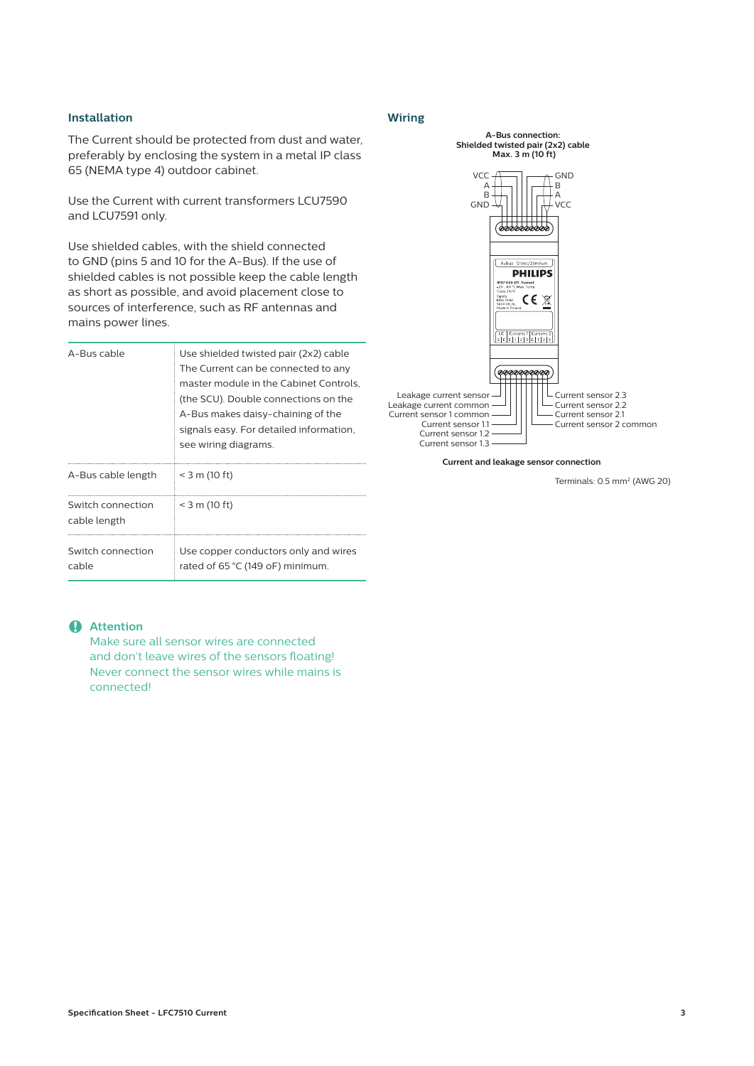## Installation

The Current should be protected from dust and water, preferably by enclosing the system in a metal IP class 65 (NEMA type 4) outdoor cabinet.

Use the Current with current transformers LCU7590 and LCU7591 only.

Use shielded cables, with the shield connected to GND (pins 5 and 10 for the A-Bus). If the use of shielded cables is not possible keep the cable length as short as possible, and avoid placement close to sources of interference, such as RF antennas and mains power lines.

| | |
|---|---|
| A-Bus cable | Use shielded twisted pair (2x2) cable The Current can be connected to any master module in the Cabinet Controls, (the SCU). Double connections on the A-Bus makes daisy-chaining of the signals easy. For detailed information, see wiring diagrams. |
| A-Bus cable length | < 3 m (10 ft) |
| Switch connection cable length | < 3 m (10 ft) |
| Switch connection cable | Use copper conductors only and wires rated of 65 °C (149 oF) minimum. |

**Attention**

Make sure all sensor wires are connected and don't leave wires of the sensors floating! Never connect the sensor wires while mains is connected!

## Wiring

**A-Bus connection: Shielded twisted pair (2x2) cable Max. 3 m (10 ft)**

VCC, A, B, GND — GND, B, A, VCC

Leakage current sensor, Leakage current common, Current sensor 1 common, Current sensor 1.1, Current sensor 1.2, Current sensor 1.3 — Current sensor 2.3, Current sensor 2.2, Current sensor 2.1, Current sensor 2 common

**Current and leakage sensor connection**

Terminals: 0.5 mm² (AWG 20)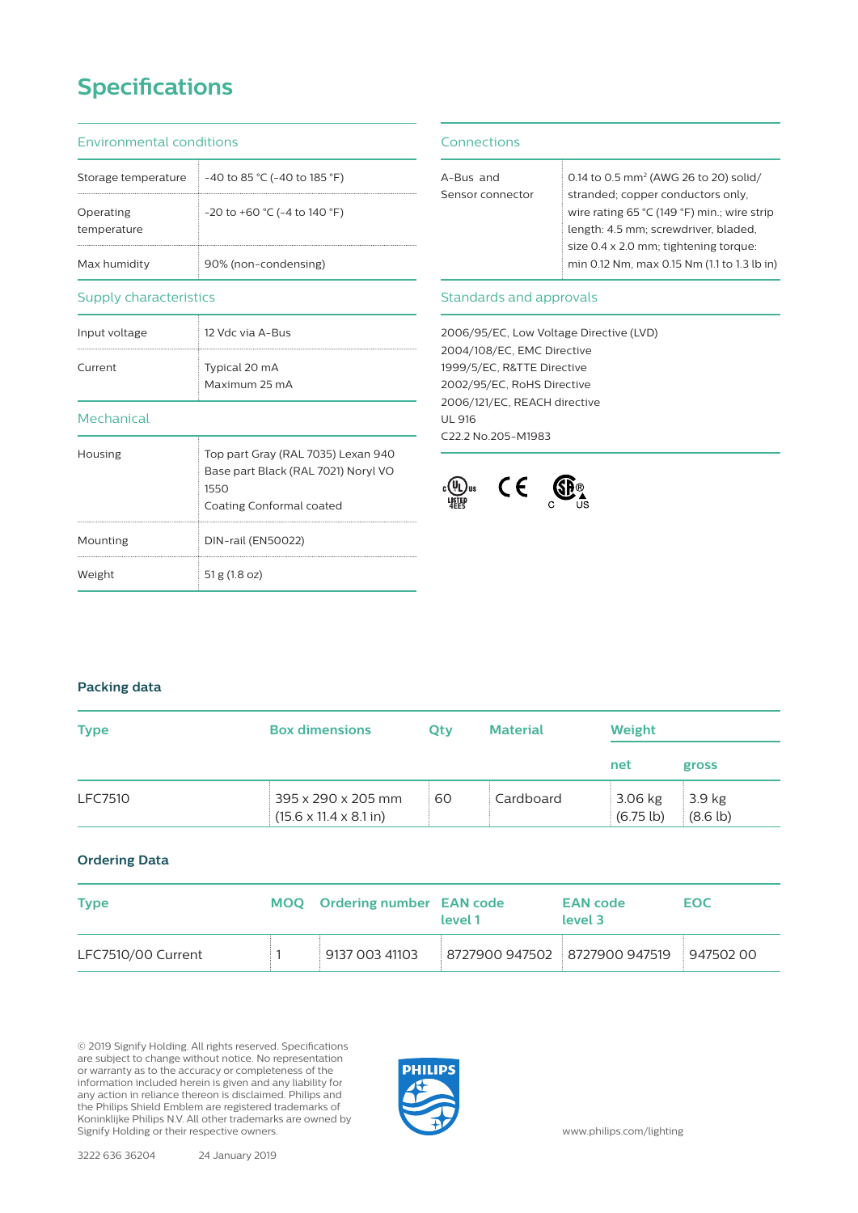# Specifications

## Environmental conditions

| | |
|---|---|
| Storage temperature | -40 to 85 °C (-40 to 185 °F) |
| Operating temperature | -20 to +60 °C (-4 to 140 °F) |
| Max humidity | 90% (non-condensing) |

## Supply characteristics

| | |
|---|---|
| Input voltage | 12 Vdc via A-Bus |
| Current | Typical 20 mA<br>Maximum 25 mA |

## Mechanical

| | |
|---|---|
| Housing | Top part Gray (RAL 7035) Lexan 940<br>Base part Black (RAL 7021) Noryl VO 1550<br>Coating Conformal coated |
| Mounting | DIN-rail (EN50022) |
| Weight | 51 g (1.8 oz) |

## Connections

| | |
|---|---|
| A-Bus and Sensor connector | 0.14 to 0.5 mm² (AWG 26 to 20) solid/ stranded; copper conductors only, wire rating 65 °C (149 °F) min.; wire strip length: 4.5 mm; screwdriver, bladed, size 0.4 x 2.0 mm; tightening torque: min 0.12 Nm, max 0.15 Nm (1.1 to 1.3 lb in) |

## Standards and approvals

2006/95/EC, Low Voltage Directive (LVD)
2004/108/EC, EMC Directive
1999/5/EC, R&TTE Directive
2002/95/EC, RoHS Directive
2006/121/EC, REACH directive
UL 916
C22.2 No.205-M1983

## Packing data

| Type | Box dimensions | Qty | Material | Weight | |
|---|---|---|---|---|---|
| | | | | net | gross |
| LFC7510 | 395 x 290 x 205 mm (15.6 x 11.4 x 8.1 in) | 60 | Cardboard | 3.06 kg (6.75 lb) | 3.9 kg (8.6 lb) |

## Ordering Data

| Type | MOQ | Ordering number | EAN code level 1 | EAN code level 3 | EOC |
|---|---|---|---|---|---|
| LFC7510/00 Current | 1 | 9137 003 41103 | 8727900 947502 | 8727900 947519 | 947502 00 |

© 2019 Signify Holding. All rights reserved. Specifications are subject to change without notice. No representation or warranty as to the accuracy or completeness of the information included herein is given and any liability for any action in reliance thereon is disclaimed. Philips and the Philips Shield Emblem are registered trademarks of Koninklijke Philips N.V. All other trademarks are owned by Signify Holding or their respective owners.

3222 636 36204 24 January 2019

www.philips.com/lighting